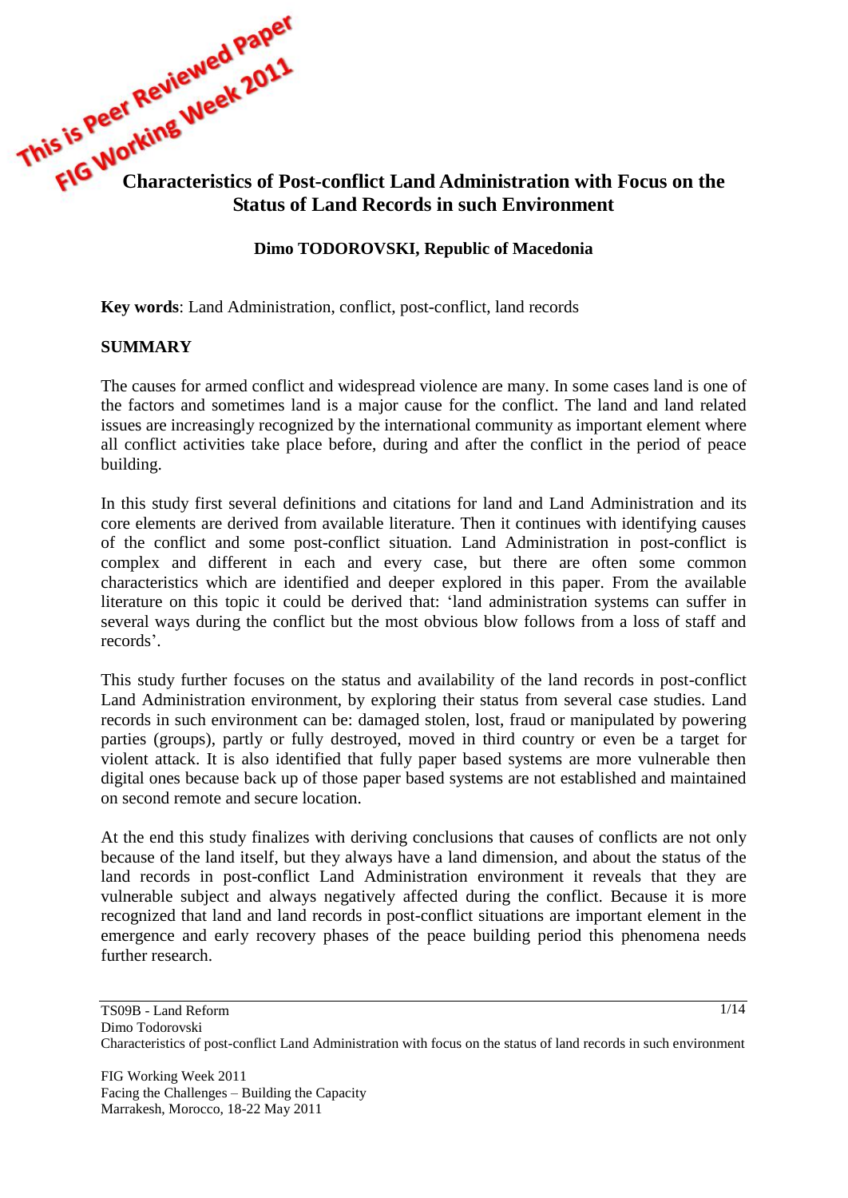This is Peer Reviewed Paper
FIG Working Week 2011

# Characteristics of Post-conflict Land Administration with Focus on the Status of Land Records in such Environment

**Dimo TODOROVSKI, Republic of Macedonia**

**Key words**: Land Administration, conflict, post-conflict, land records

## SUMMARY

The causes for armed conflict and widespread violence are many. In some cases land is one of the factors and sometimes land is a major cause for the conflict. The land and land related issues are increasingly recognized by the international community as important element where all conflict activities take place before, during and after the conflict in the period of peace building.

In this study first several definitions and citations for land and Land Administration and its core elements are derived from available literature. Then it continues with identifying causes of the conflict and some post-conflict situation. Land Administration in post-conflict is complex and different in each and every case, but there are often some common characteristics which are identified and deeper explored in this paper. From the available literature on this topic it could be derived that: 'land administration systems can suffer in several ways during the conflict but the most obvious blow follows from a loss of staff and records'.

This study further focuses on the status and availability of the land records in post-conflict Land Administration environment, by exploring their status from several case studies. Land records in such environment can be: damaged stolen, lost, fraud or manipulated by powering parties (groups), partly or fully destroyed, moved in third country or even be a target for violent attack. It is also identified that fully paper based systems are more vulnerable then digital ones because back up of those paper based systems are not established and maintained on second remote and secure location.

At the end this study finalizes with deriving conclusions that causes of conflicts are not only because of the land itself, but they always have a land dimension, and about the status of the land records in post-conflict Land Administration environment it reveals that they are vulnerable subject and always negatively affected during the conflict. Because it is more recognized that land and land records in post-conflict situations are important element in the emergence and early recovery phases of the peace building period this phenomena needs further research.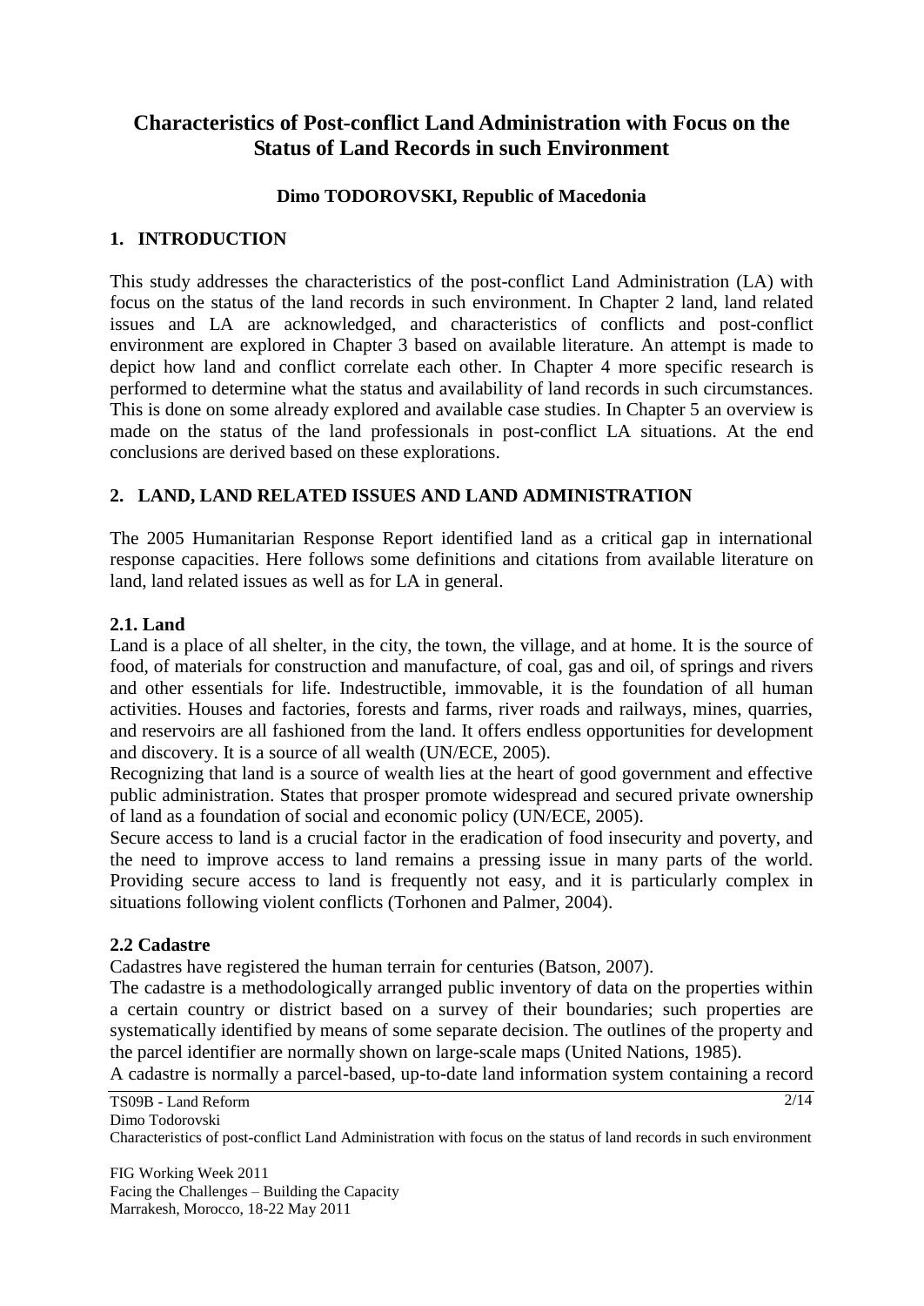# Characteristics of Post-conflict Land Administration with Focus on the Status of Land Records in such Environment

**Dimo TODOROVSKI, Republic of Macedonia**

## 1. INTRODUCTION

This study addresses the characteristics of the post-conflict Land Administration (LA) with focus on the status of the land records in such environment. In Chapter 2 land, land related issues and LA are acknowledged, and characteristics of conflicts and post-conflict environment are explored in Chapter 3 based on available literature. An attempt is made to depict how land and conflict correlate each other. In Chapter 4 more specific research is performed to determine what the status and availability of land records in such circumstances. This is done on some already explored and available case studies. In Chapter 5 an overview is made on the status of the land professionals in post-conflict LA situations. At the end conclusions are derived based on these explorations.

## 2. LAND, LAND RELATED ISSUES AND LAND ADMINISTRATION

The 2005 Humanitarian Response Report identified land as a critical gap in international response capacities. Here follows some definitions and citations from available literature on land, land related issues as well as for LA in general.

### 2.1. Land

Land is a place of all shelter, in the city, the town, the village, and at home. It is the source of food, of materials for construction and manufacture, of coal, gas and oil, of springs and rivers and other essentials for life. Indestructible, immovable, it is the foundation of all human activities. Houses and factories, forests and farms, river roads and railways, mines, quarries, and reservoirs are all fashioned from the land. It offers endless opportunities for development and discovery. It is a source of all wealth (UN/ECE, 2005).

Recognizing that land is a source of wealth lies at the heart of good government and effective public administration. States that prosper promote widespread and secured private ownership of land as a foundation of social and economic policy (UN/ECE, 2005).

Secure access to land is a crucial factor in the eradication of food insecurity and poverty, and the need to improve access to land remains a pressing issue in many parts of the world. Providing secure access to land is frequently not easy, and it is particularly complex in situations following violent conflicts (Torhonen and Palmer, 2004).

### 2.2 Cadastre

Cadastres have registered the human terrain for centuries (Batson, 2007).

The cadastre is a methodologically arranged public inventory of data on the properties within a certain country or district based on a survey of their boundaries; such properties are systematically identified by means of some separate decision. The outlines of the property and the parcel identifier are normally shown on large-scale maps (United Nations, 1985).

A cadastre is normally a parcel-based, up-to-date land information system containing a record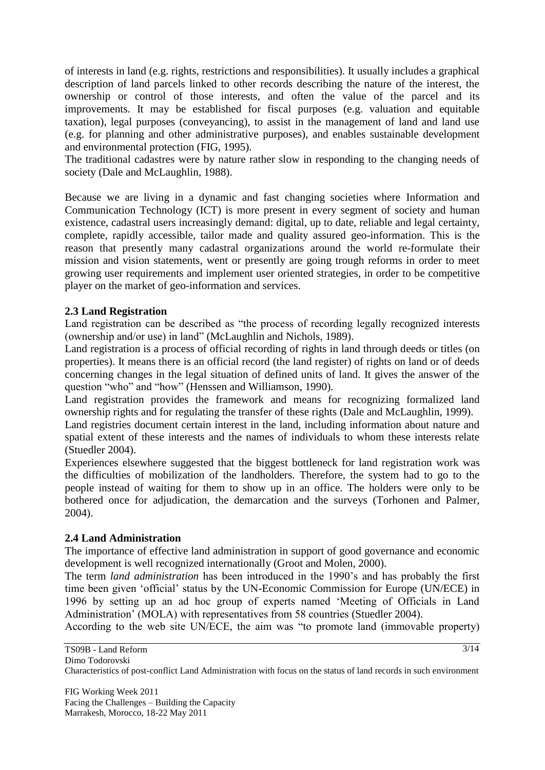of interests in land (e.g. rights, restrictions and responsibilities). It usually includes a graphical description of land parcels linked to other records describing the nature of the interest, the ownership or control of those interests, and often the value of the parcel and its improvements. It may be established for fiscal purposes (e.g. valuation and equitable taxation), legal purposes (conveyancing), to assist in the management of land and land use (e.g. for planning and other administrative purposes), and enables sustainable development and environmental protection (FIG, 1995).
The traditional cadastres were by nature rather slow in responding to the changing needs of society (Dale and McLaughlin, 1988).

Because we are living in a dynamic and fast changing societies where Information and Communication Technology (ICT) is more present in every segment of society and human existence, cadastral users increasingly demand: digital, up to date, reliable and legal certainty, complete, rapidly accessible, tailor made and quality assured geo-information. This is the reason that presently many cadastral organizations around the world re-formulate their mission and vision statements, went or presently are going trough reforms in order to meet growing user requirements and implement user oriented strategies, in order to be competitive player on the market of geo-information and services.

### 2.3 Land Registration

Land registration can be described as "the process of recording legally recognized interests (ownership and/or use) in land" (McLaughlin and Nichols, 1989).
Land registration is a process of official recording of rights in land through deeds or titles (on properties). It means there is an official record (the land register) of rights on land or of deeds concerning changes in the legal situation of defined units of land. It gives the answer of the question "who" and "how" (Henssen and Williamson, 1990).
Land registration provides the framework and means for recognizing formalized land ownership rights and for regulating the transfer of these rights (Dale and McLaughlin, 1999).
Land registries document certain interest in the land, including information about nature and spatial extent of these interests and the names of individuals to whom these interests relate (Stuedler 2004).
Experiences elsewhere suggested that the biggest bottleneck for land registration work was the difficulties of mobilization of the landholders. Therefore, the system had to go to the people instead of waiting for them to show up in an office. The holders were only to be bothered once for adjudication, the demarcation and the surveys (Torhonen and Palmer, 2004).

### 2.4 Land Administration

The importance of effective land administration in support of good governance and economic development is well recognized internationally (Groot and Molen, 2000).
The term *land administration* has been introduced in the 1990's and has probably the first time been given 'official' status by the UN-Economic Commission for Europe (UN/ECE) in 1996 by setting up an ad hoc group of experts named 'Meeting of Officials in Land Administration' (MOLA) with representatives from 58 countries (Stuedler 2004).
According to the web site UN/ECE, the aim was "to promote land (immovable property)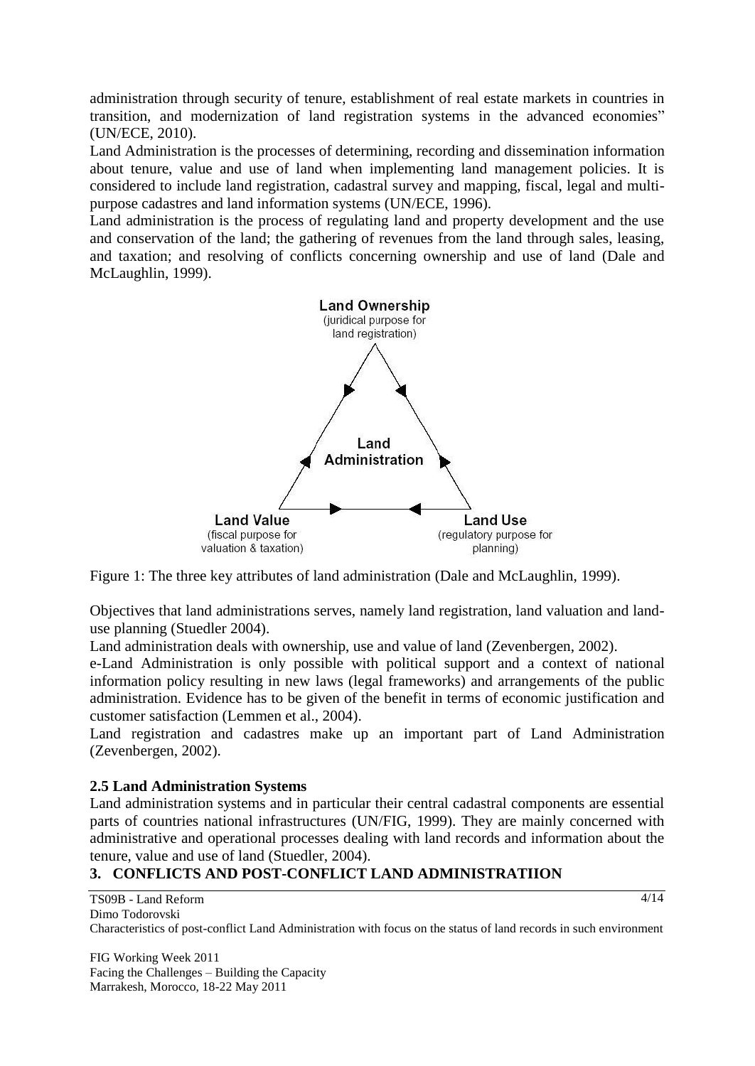administration through security of tenure, establishment of real estate markets in countries in transition, and modernization of land registration systems in the advanced economies" (UN/ECE, 2010).

Land Administration is the processes of determining, recording and dissemination information about tenure, value and use of land when implementing land management policies. It is considered to include land registration, cadastral survey and mapping, fiscal, legal and multi-purpose cadastres and land information systems (UN/ECE, 1996).

Land administration is the process of regulating land and property development and the use and conservation of the land; the gathering of revenues from the land through sales, leasing, and taxation; and resolving of conflicts concerning ownership and use of land (Dale and McLaughlin, 1999).

Figure 1: The three key attributes of land administration (Dale and McLaughlin, 1999).

Objectives that land administrations serves, namely land registration, land valuation and land-use planning (Stuedler 2004).

Land administration deals with ownership, use and value of land (Zevenbergen, 2002).

e-Land Administration is only possible with political support and a context of national information policy resulting in new laws (legal frameworks) and arrangements of the public administration. Evidence has to be given of the benefit in terms of economic justification and customer satisfaction (Lemmen et al., 2004).

Land registration and cadastres make up an important part of Land Administration (Zevenbergen, 2002).

### 2.5 Land Administration Systems

Land administration systems and in particular their central cadastral components are essential parts of countries national infrastructures (UN/FIG, 1999). They are mainly concerned with administrative and operational processes dealing with land records and information about the tenure, value and use of land (Stuedler, 2004).

## 3. CONFLICTS AND POST-CONFLICT LAND ADMINISTRATIION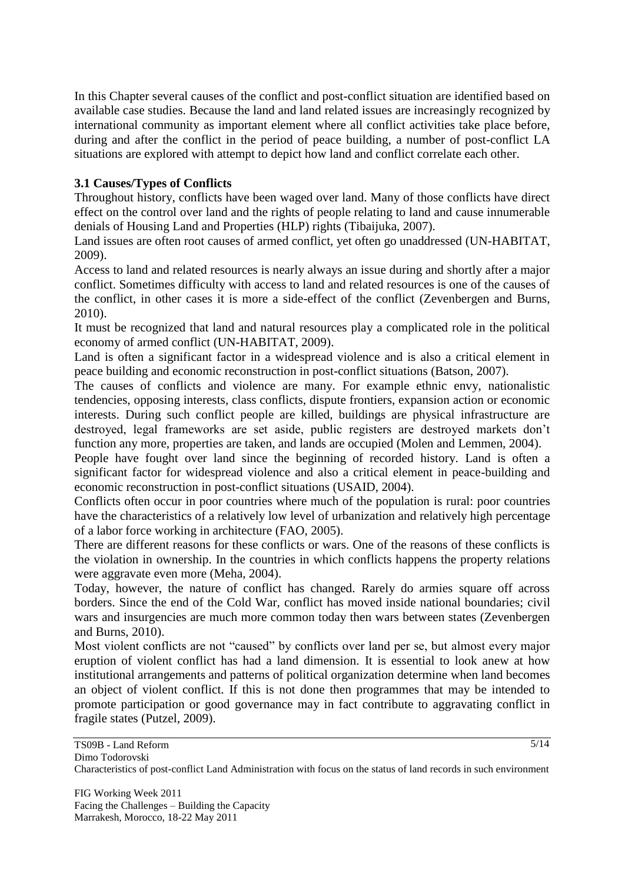In this Chapter several causes of the conflict and post-conflict situation are identified based on available case studies. Because the land and land related issues are increasingly recognized by international community as important element where all conflict activities take place before, during and after the conflict in the period of peace building, a number of post-conflict LA situations are explored with attempt to depict how land and conflict correlate each other.

### 3.1 Causes/Types of Conflicts

Throughout history, conflicts have been waged over land. Many of those conflicts have direct effect on the control over land and the rights of people relating to land and cause innumerable denials of Housing Land and Properties (HLP) rights (Tibaijuka, 2007).

Land issues are often root causes of armed conflict, yet often go unaddressed (UN-HABITAT, 2009).

Access to land and related resources is nearly always an issue during and shortly after a major conflict. Sometimes difficulty with access to land and related resources is one of the causes of the conflict, in other cases it is more a side-effect of the conflict (Zevenbergen and Burns, 2010).

It must be recognized that land and natural resources play a complicated role in the political economy of armed conflict (UN-HABITAT, 2009).

Land is often a significant factor in a widespread violence and is also a critical element in peace building and economic reconstruction in post-conflict situations (Batson, 2007).

The causes of conflicts and violence are many. For example ethnic envy, nationalistic tendencies, opposing interests, class conflicts, dispute frontiers, expansion action or economic interests. During such conflict people are killed, buildings are physical infrastructure are destroyed, legal frameworks are set aside, public registers are destroyed markets don't function any more, properties are taken, and lands are occupied (Molen and Lemmen, 2004).

People have fought over land since the beginning of recorded history. Land is often a significant factor for widespread violence and also a critical element in peace-building and economic reconstruction in post-conflict situations (USAID, 2004).

Conflicts often occur in poor countries where much of the population is rural: poor countries have the characteristics of a relatively low level of urbanization and relatively high percentage of a labor force working in architecture (FAO, 2005).

There are different reasons for these conflicts or wars. One of the reasons of these conflicts is the violation in ownership. In the countries in which conflicts happens the property relations were aggravate even more (Meha, 2004).

Today, however, the nature of conflict has changed. Rarely do armies square off across borders. Since the end of the Cold War, conflict has moved inside national boundaries; civil wars and insurgencies are much more common today then wars between states (Zevenbergen and Burns, 2010).

Most violent conflicts are not "caused" by conflicts over land per se, but almost every major eruption of violent conflict has had a land dimension. It is essential to look anew at how institutional arrangements and patterns of political organization determine when land becomes an object of violent conflict. If this is not done then programmes that may be intended to promote participation or good governance may in fact contribute to aggravating conflict in fragile states (Putzel, 2009).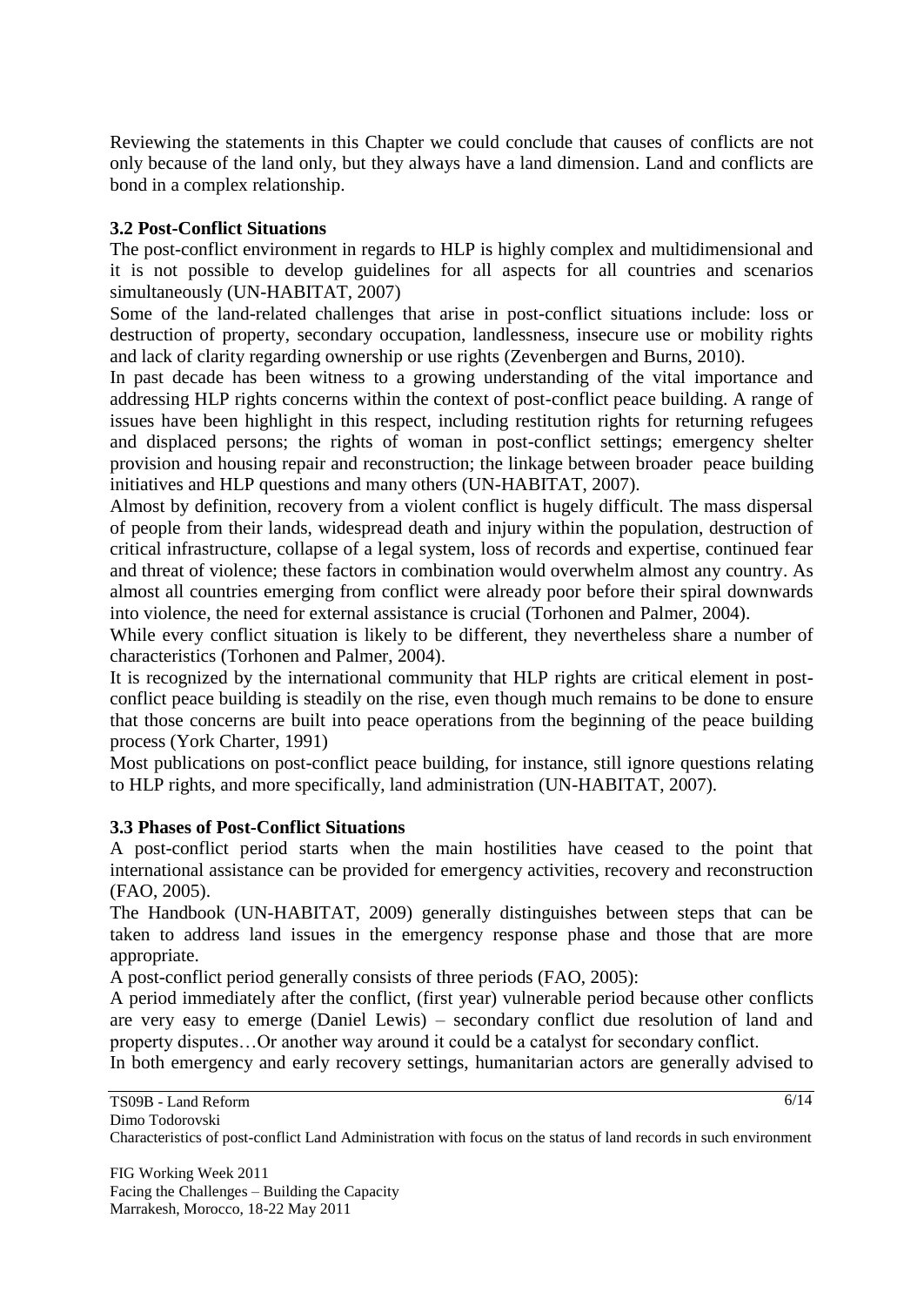Reviewing the statements in this Chapter we could conclude that causes of conflicts are not only because of the land only, but they always have a land dimension. Land and conflicts are bond in a complex relationship.

### 3.2 Post-Conflict Situations

The post-conflict environment in regards to HLP is highly complex and multidimensional and it is not possible to develop guidelines for all aspects for all countries and scenarios simultaneously (UN-HABITAT, 2007)

Some of the land-related challenges that arise in post-conflict situations include: loss or destruction of property, secondary occupation, landlessness, insecure use or mobility rights and lack of clarity regarding ownership or use rights (Zevenbergen and Burns, 2010).

In past decade has been witness to a growing understanding of the vital importance and addressing HLP rights concerns within the context of post-conflict peace building. A range of issues have been highlight in this respect, including restitution rights for returning refugees and displaced persons; the rights of woman in post-conflict settings; emergency shelter provision and housing repair and reconstruction; the linkage between broader peace building initiatives and HLP questions and many others (UN-HABITAT, 2007).

Almost by definition, recovery from a violent conflict is hugely difficult. The mass dispersal of people from their lands, widespread death and injury within the population, destruction of critical infrastructure, collapse of a legal system, loss of records and expertise, continued fear and threat of violence; these factors in combination would overwhelm almost any country. As almost all countries emerging from conflict were already poor before their spiral downwards into violence, the need for external assistance is crucial (Torhonen and Palmer, 2004).

While every conflict situation is likely to be different, they nevertheless share a number of characteristics (Torhonen and Palmer, 2004).

It is recognized by the international community that HLP rights are critical element in post-conflict peace building is steadily on the rise, even though much remains to be done to ensure that those concerns are built into peace operations from the beginning of the peace building process (York Charter, 1991)

Most publications on post-conflict peace building, for instance, still ignore questions relating to HLP rights, and more specifically, land administration (UN-HABITAT, 2007).

### 3.3 Phases of Post-Conflict Situations

A post-conflict period starts when the main hostilities have ceased to the point that international assistance can be provided for emergency activities, recovery and reconstruction (FAO, 2005).

The Handbook (UN-HABITAT, 2009) generally distinguishes between steps that can be taken to address land issues in the emergency response phase and those that are more appropriate.

A post-conflict period generally consists of three periods (FAO, 2005):

A period immediately after the conflict, (first year) vulnerable period because other conflicts are very easy to emerge (Daniel Lewis) – secondary conflict due resolution of land and property disputes…Or another way around it could be a catalyst for secondary conflict.

In both emergency and early recovery settings, humanitarian actors are generally advised to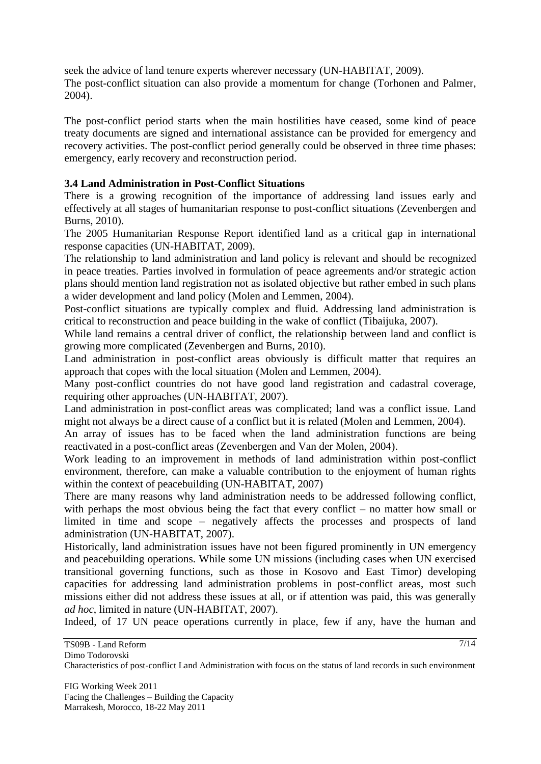seek the advice of land tenure experts wherever necessary (UN-HABITAT, 2009).
The post-conflict situation can also provide a momentum for change (Torhonen and Palmer, 2004).

The post-conflict period starts when the main hostilities have ceased, some kind of peace treaty documents are signed and international assistance can be provided for emergency and recovery activities. The post-conflict period generally could be observed in three time phases: emergency, early recovery and reconstruction period.

### 3.4 Land Administration in Post-Conflict Situations

There is a growing recognition of the importance of addressing land issues early and effectively at all stages of humanitarian response to post-conflict situations (Zevenbergen and Burns, 2010).

The 2005 Humanitarian Response Report identified land as a critical gap in international response capacities (UN-HABITAT, 2009).

The relationship to land administration and land policy is relevant and should be recognized in peace treaties. Parties involved in formulation of peace agreements and/or strategic action plans should mention land registration not as isolated objective but rather embed in such plans a wider development and land policy (Molen and Lemmen, 2004).

Post-conflict situations are typically complex and fluid. Addressing land administration is critical to reconstruction and peace building in the wake of conflict (Tibaijuka, 2007).

While land remains a central driver of conflict, the relationship between land and conflict is growing more complicated (Zevenbergen and Burns, 2010).

Land administration in post-conflict areas obviously is difficult matter that requires an approach that copes with the local situation (Molen and Lemmen, 2004).

Many post-conflict countries do not have good land registration and cadastral coverage, requiring other approaches (UN-HABITAT, 2007).

Land administration in post-conflict areas was complicated; land was a conflict issue. Land might not always be a direct cause of a conflict but it is related (Molen and Lemmen, 2004).

An array of issues has to be faced when the land administration functions are being reactivated in a post-conflict areas (Zevenbergen and Van der Molen, 2004).

Work leading to an improvement in methods of land administration within post-conflict environment, therefore, can make a valuable contribution to the enjoyment of human rights within the context of peacebuilding (UN-HABITAT, 2007)

There are many reasons why land administration needs to be addressed following conflict, with perhaps the most obvious being the fact that every conflict – no matter how small or limited in time and scope – negatively affects the processes and prospects of land administration (UN-HABITAT, 2007).

Historically, land administration issues have not been figured prominently in UN emergency and peacebuilding operations. While some UN missions (including cases when UN exercised transitional governing functions, such as those in Kosovo and East Timor) developing capacities for addressing land administration problems in post-conflict areas, most such missions either did not address these issues at all, or if attention was paid, this was generally *ad hoc*, limited in nature (UN-HABITAT, 2007).

Indeed, of 17 UN peace operations currently in place, few if any, have the human and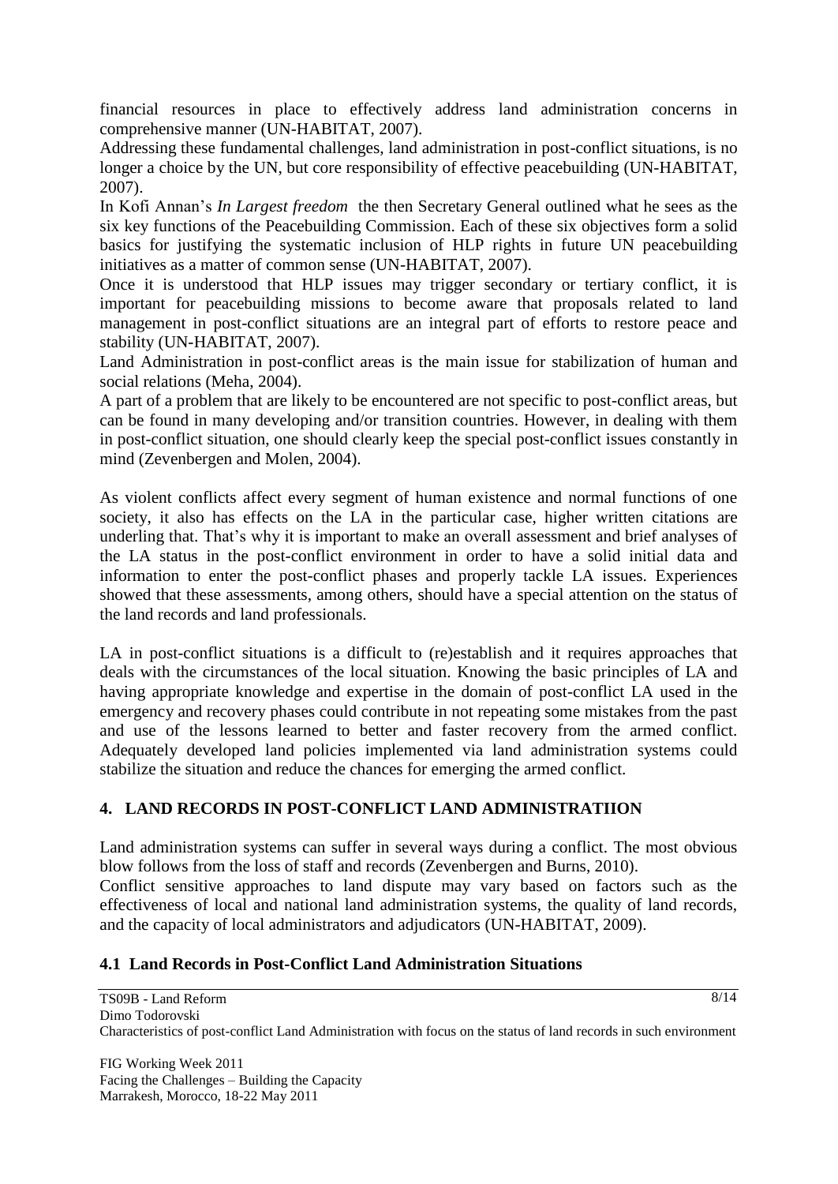financial resources in place to effectively address land administration concerns in comprehensive manner (UN-HABITAT, 2007).

Addressing these fundamental challenges, land administration in post-conflict situations, is no longer a choice by the UN, but core responsibility of effective peacebuilding (UN-HABITAT, 2007).

In Kofi Annan's *In Largest freedom* the then Secretary General outlined what he sees as the six key functions of the Peacebuilding Commission. Each of these six objectives form a solid basics for justifying the systematic inclusion of HLP rights in future UN peacebuilding initiatives as a matter of common sense (UN-HABITAT, 2007).

Once it is understood that HLP issues may trigger secondary or tertiary conflict, it is important for peacebuilding missions to become aware that proposals related to land management in post-conflict situations are an integral part of efforts to restore peace and stability (UN-HABITAT, 2007).

Land Administration in post-conflict areas is the main issue for stabilization of human and social relations (Meha, 2004).

A part of a problem that are likely to be encountered are not specific to post-conflict areas, but can be found in many developing and/or transition countries. However, in dealing with them in post-conflict situation, one should clearly keep the special post-conflict issues constantly in mind (Zevenbergen and Molen, 2004).

As violent conflicts affect every segment of human existence and normal functions of one society, it also has effects on the LA in the particular case, higher written citations are underling that. That's why it is important to make an overall assessment and brief analyses of the LA status in the post-conflict environment in order to have a solid initial data and information to enter the post-conflict phases and properly tackle LA issues. Experiences showed that these assessments, among others, should have a special attention on the status of the land records and land professionals.

LA in post-conflict situations is a difficult to (re)establish and it requires approaches that deals with the circumstances of the local situation. Knowing the basic principles of LA and having appropriate knowledge and expertise in the domain of post-conflict LA used in the emergency and recovery phases could contribute in not repeating some mistakes from the past and use of the lessons learned to better and faster recovery from the armed conflict. Adequately developed land policies implemented via land administration systems could stabilize the situation and reduce the chances for emerging the armed conflict.

## 4. LAND RECORDS IN POST-CONFLICT LAND ADMINISTRATIION

Land administration systems can suffer in several ways during a conflict. The most obvious blow follows from the loss of staff and records (Zevenbergen and Burns, 2010).

Conflict sensitive approaches to land dispute may vary based on factors such as the effectiveness of local and national land administration systems, the quality of land records, and the capacity of local administrators and adjudicators (UN-HABITAT, 2009).

### 4.1 Land Records in Post-Conflict Land Administration Situations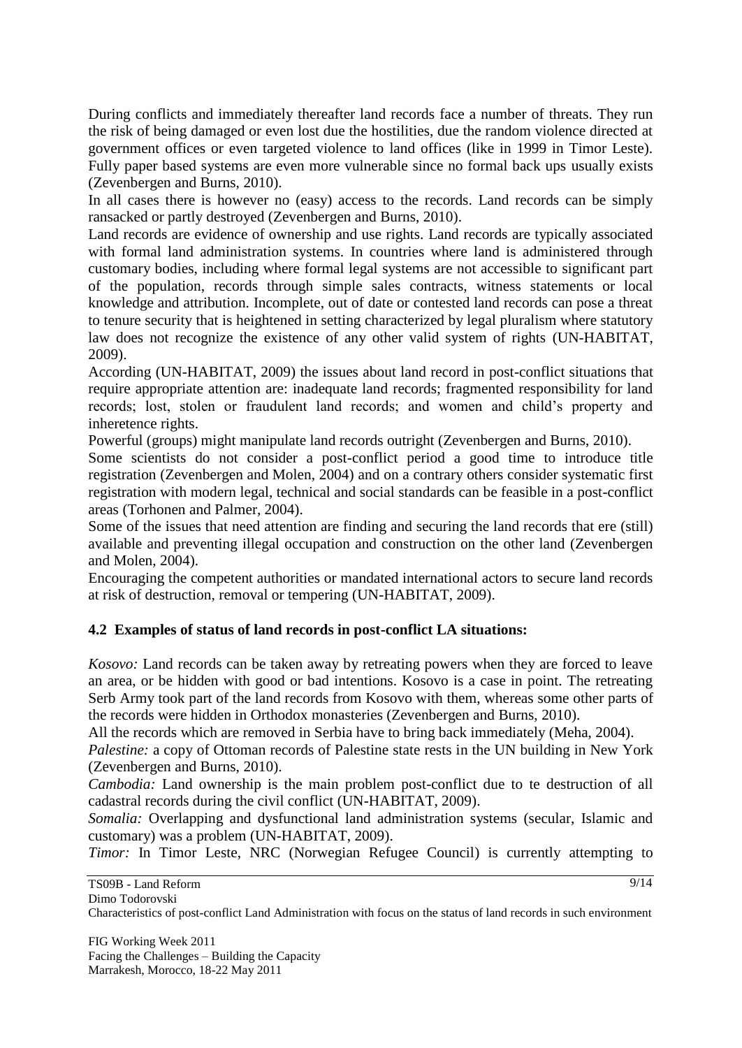During conflicts and immediately thereafter land records face a number of threats. They run the risk of being damaged or even lost due the hostilities, due the random violence directed at government offices or even targeted violence to land offices (like in 1999 in Timor Leste). Fully paper based systems are even more vulnerable since no formal back ups usually exists (Zevenbergen and Burns, 2010).

In all cases there is however no (easy) access to the records. Land records can be simply ransacked or partly destroyed (Zevenbergen and Burns, 2010).

Land records are evidence of ownership and use rights. Land records are typically associated with formal land administration systems. In countries where land is administered through customary bodies, including where formal legal systems are not accessible to significant part of the population, records through simple sales contracts, witness statements or local knowledge and attribution. Incomplete, out of date or contested land records can pose a threat to tenure security that is heightened in setting characterized by legal pluralism where statutory law does not recognize the existence of any other valid system of rights (UN-HABITAT, 2009).

According (UN-HABITAT, 2009) the issues about land record in post-conflict situations that require appropriate attention are: inadequate land records; fragmented responsibility for land records; lost, stolen or fraudulent land records; and women and child's property and inheretence rights.

Powerful (groups) might manipulate land records outright (Zevenbergen and Burns, 2010).

Some scientists do not consider a post-conflict period a good time to introduce title registration (Zevenbergen and Molen, 2004) and on a contrary others consider systematic first registration with modern legal, technical and social standards can be feasible in a post-conflict areas (Torhonen and Palmer, 2004).

Some of the issues that need attention are finding and securing the land records that ere (still) available and preventing illegal occupation and construction on the other land (Zevenbergen and Molen, 2004).

Encouraging the competent authorities or mandated international actors to secure land records at risk of destruction, removal or tempering (UN-HABITAT, 2009).

## 4.2 Examples of status of land records in post-conflict LA situations:

*Kosovo:* Land records can be taken away by retreating powers when they are forced to leave an area, or be hidden with good or bad intentions. Kosovo is a case in point. The retreating Serb Army took part of the land records from Kosovo with them, whereas some other parts of the records were hidden in Orthodox monasteries (Zevenbergen and Burns, 2010).

All the records which are removed in Serbia have to bring back immediately (Meha, 2004).

*Palestine:* a copy of Ottoman records of Palestine state rests in the UN building in New York (Zevenbergen and Burns, 2010).

*Cambodia:* Land ownership is the main problem post-conflict due to te destruction of all cadastral records during the civil conflict (UN-HABITAT, 2009).

*Somalia:* Overlapping and dysfunctional land administration systems (secular, Islamic and customary) was a problem (UN-HABITAT, 2009).

*Timor:* In Timor Leste, NRC (Norwegian Refugee Council) is currently attempting to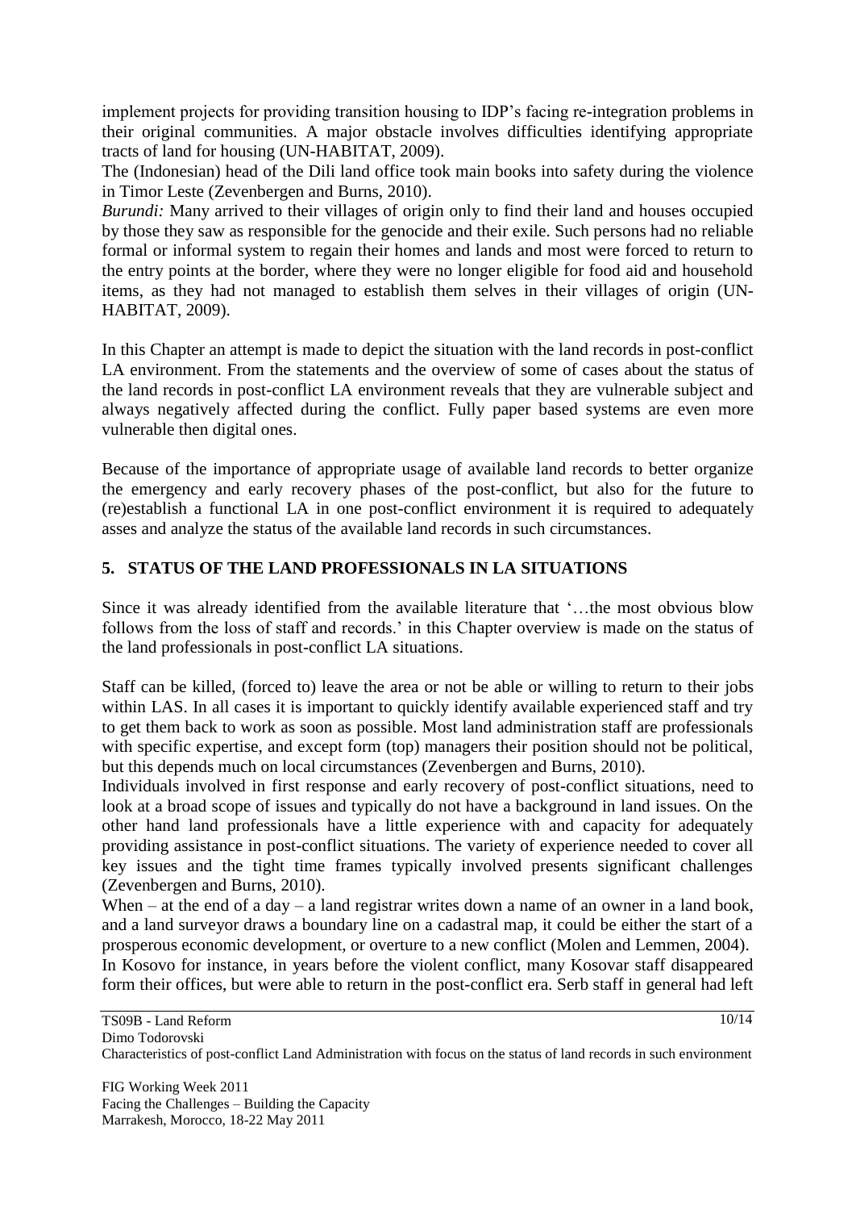implement projects for providing transition housing to IDP's facing re-integration problems in their original communities. A major obstacle involves difficulties identifying appropriate tracts of land for housing (UN-HABITAT, 2009).

The (Indonesian) head of the Dili land office took main books into safety during the violence in Timor Leste (Zevenbergen and Burns, 2010).

*Burundi:* Many arrived to their villages of origin only to find their land and houses occupied by those they saw as responsible for the genocide and their exile. Such persons had no reliable formal or informal system to regain their homes and lands and most were forced to return to the entry points at the border, where they were no longer eligible for food aid and household items, as they had not managed to establish them selves in their villages of origin (UN-HABITAT, 2009).

In this Chapter an attempt is made to depict the situation with the land records in post-conflict LA environment. From the statements and the overview of some of cases about the status of the land records in post-conflict LA environment reveals that they are vulnerable subject and always negatively affected during the conflict. Fully paper based systems are even more vulnerable then digital ones.

Because of the importance of appropriate usage of available land records to better organize the emergency and early recovery phases of the post-conflict, but also for the future to (re)establish a functional LA in one post-conflict environment it is required to adequately asses and analyze the status of the available land records in such circumstances.

## 5. STATUS OF THE LAND PROFESSIONALS IN LA SITUATIONS

Since it was already identified from the available literature that '…the most obvious blow follows from the loss of staff and records.' in this Chapter overview is made on the status of the land professionals in post-conflict LA situations.

Staff can be killed, (forced to) leave the area or not be able or willing to return to their jobs within LAS. In all cases it is important to quickly identify available experienced staff and try to get them back to work as soon as possible. Most land administration staff are professionals with specific expertise, and except form (top) managers their position should not be political, but this depends much on local circumstances (Zevenbergen and Burns, 2010).

Individuals involved in first response and early recovery of post-conflict situations, need to look at a broad scope of issues and typically do not have a background in land issues. On the other hand land professionals have a little experience with and capacity for adequately providing assistance in post-conflict situations. The variety of experience needed to cover all key issues and the tight time frames typically involved presents significant challenges (Zevenbergen and Burns, 2010).

When – at the end of a day – a land registrar writes down a name of an owner in a land book, and a land surveyor draws a boundary line on a cadastral map, it could be either the start of a prosperous economic development, or overture to a new conflict (Molen and Lemmen, 2004).

In Kosovo for instance, in years before the violent conflict, many Kosovar staff disappeared form their offices, but were able to return in the post-conflict era. Serb staff in general had left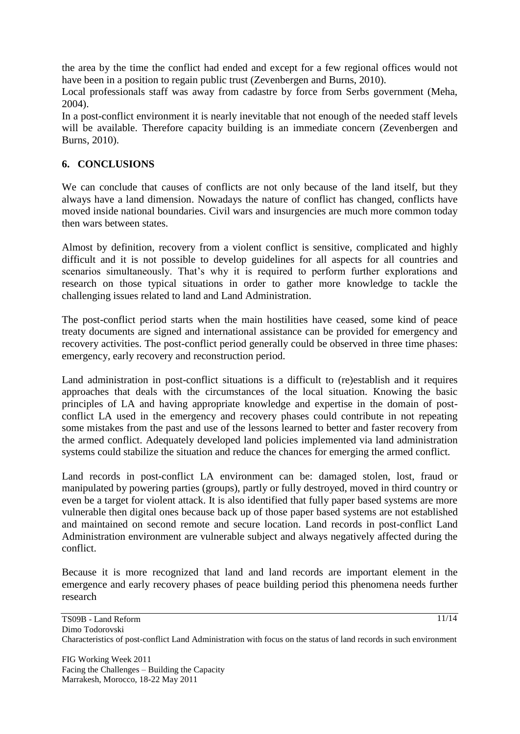the area by the time the conflict had ended and except for a few regional offices would not have been in a position to regain public trust (Zevenbergen and Burns, 2010).

Local professionals staff was away from cadastre by force from Serbs government (Meha, 2004).

In a post-conflict environment it is nearly inevitable that not enough of the needed staff levels will be available. Therefore capacity building is an immediate concern (Zevenbergen and Burns, 2010).

## 6. CONCLUSIONS

We can conclude that causes of conflicts are not only because of the land itself, but they always have a land dimension. Nowadays the nature of conflict has changed, conflicts have moved inside national boundaries. Civil wars and insurgencies are much more common today then wars between states.

Almost by definition, recovery from a violent conflict is sensitive, complicated and highly difficult and it is not possible to develop guidelines for all aspects for all countries and scenarios simultaneously. That's why it is required to perform further explorations and research on those typical situations in order to gather more knowledge to tackle the challenging issues related to land and Land Administration.

The post-conflict period starts when the main hostilities have ceased, some kind of peace treaty documents are signed and international assistance can be provided for emergency and recovery activities. The post-conflict period generally could be observed in three time phases: emergency, early recovery and reconstruction period.

Land administration in post-conflict situations is a difficult to (re)establish and it requires approaches that deals with the circumstances of the local situation. Knowing the basic principles of LA and having appropriate knowledge and expertise in the domain of post-conflict LA used in the emergency and recovery phases could contribute in not repeating some mistakes from the past and use of the lessons learned to better and faster recovery from the armed conflict. Adequately developed land policies implemented via land administration systems could stabilize the situation and reduce the chances for emerging the armed conflict.

Land records in post-conflict LA environment can be: damaged stolen, lost, fraud or manipulated by powering parties (groups), partly or fully destroyed, moved in third country or even be a target for violent attack. It is also identified that fully paper based systems are more vulnerable then digital ones because back up of those paper based systems are not established and maintained on second remote and secure location. Land records in post-conflict Land Administration environment are vulnerable subject and always negatively affected during the conflict.

Because it is more recognized that land and land records are important element in the emergence and early recovery phases of peace building period this phenomena needs further research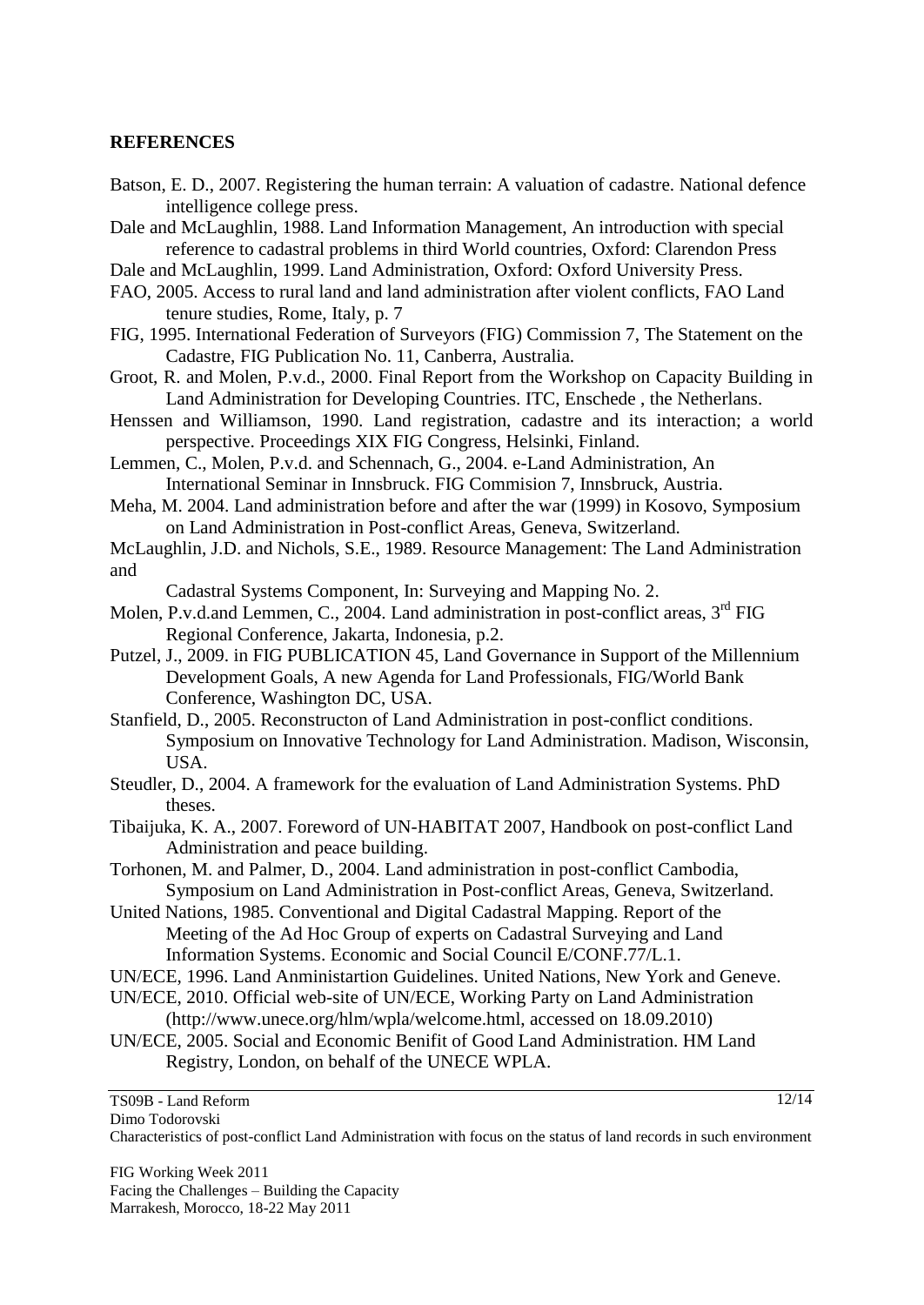## REFERENCES

Batson, E. D., 2007. Registering the human terrain: A valuation of cadastre. National defence intelligence college press.

Dale and McLaughlin, 1988. Land Information Management, An introduction with special reference to cadastral problems in third World countries, Oxford: Clarendon Press

Dale and McLaughlin, 1999. Land Administration, Oxford: Oxford University Press.

FAO, 2005. Access to rural land and land administration after violent conflicts, FAO Land tenure studies, Rome, Italy, p. 7

FIG, 1995. International Federation of Surveyors (FIG) Commission 7, The Statement on the Cadastre, FIG Publication No. 11, Canberra, Australia.

Groot, R. and Molen, P.v.d., 2000. Final Report from the Workshop on Capacity Building in Land Administration for Developing Countries. ITC, Enschede , the Netherlans.

Henssen and Williamson, 1990. Land registration, cadastre and its interaction; a world perspective. Proceedings XIX FIG Congress, Helsinki, Finland.

Lemmen, C., Molen, P.v.d. and Schennach, G., 2004. e-Land Administration, An International Seminar in Innsbruck. FIG Commision 7, Innsbruck, Austria.

Meha, M. 2004. Land administration before and after the war (1999) in Kosovo, Symposium on Land Administration in Post-conflict Areas, Geneva, Switzerland.

McLaughlin, J.D. and Nichols, S.E., 1989. Resource Management: The Land Administration and Cadastral Systems Component, In: Surveying and Mapping No. 2.

Molen, P.v.d.and Lemmen, C., 2004. Land administration in post-conflict areas, 3rd FIG Regional Conference, Jakarta, Indonesia, p.2.

Putzel, J., 2009. in FIG PUBLICATION 45, Land Governance in Support of the Millennium Development Goals, A new Agenda for Land Professionals, FIG/World Bank Conference, Washington DC, USA.

Stanfield, D., 2005. Reconstructon of Land Administration in post-conflict conditions. Symposium on Innovative Technology for Land Administration. Madison, Wisconsin, USA.

Steudler, D., 2004. A framework for the evaluation of Land Administration Systems. PhD theses.

Tibaijuka, K. A., 2007. Foreword of UN-HABITAT 2007, Handbook on post-conflict Land Administration and peace building.

Torhonen, M. and Palmer, D., 2004. Land administration in post-conflict Cambodia, Symposium on Land Administration in Post-conflict Areas, Geneva, Switzerland.

United Nations, 1985. Conventional and Digital Cadastral Mapping. Report of the Meeting of the Ad Hoc Group of experts on Cadastral Surveying and Land Information Systems. Economic and Social Council E/CONF.77/L.1.

UN/ECE, 1996. Land Anministartion Guidelines. United Nations, New York and Geneve.

UN/ECE, 2010. Official web-site of UN/ECE, Working Party on Land Administration (http://www.unece.org/hlm/wpla/welcome.html, accessed on 18.09.2010)

UN/ECE, 2005. Social and Economic Benifit of Good Land Administration. HM Land Registry, London, on behalf of the UNECE WPLA.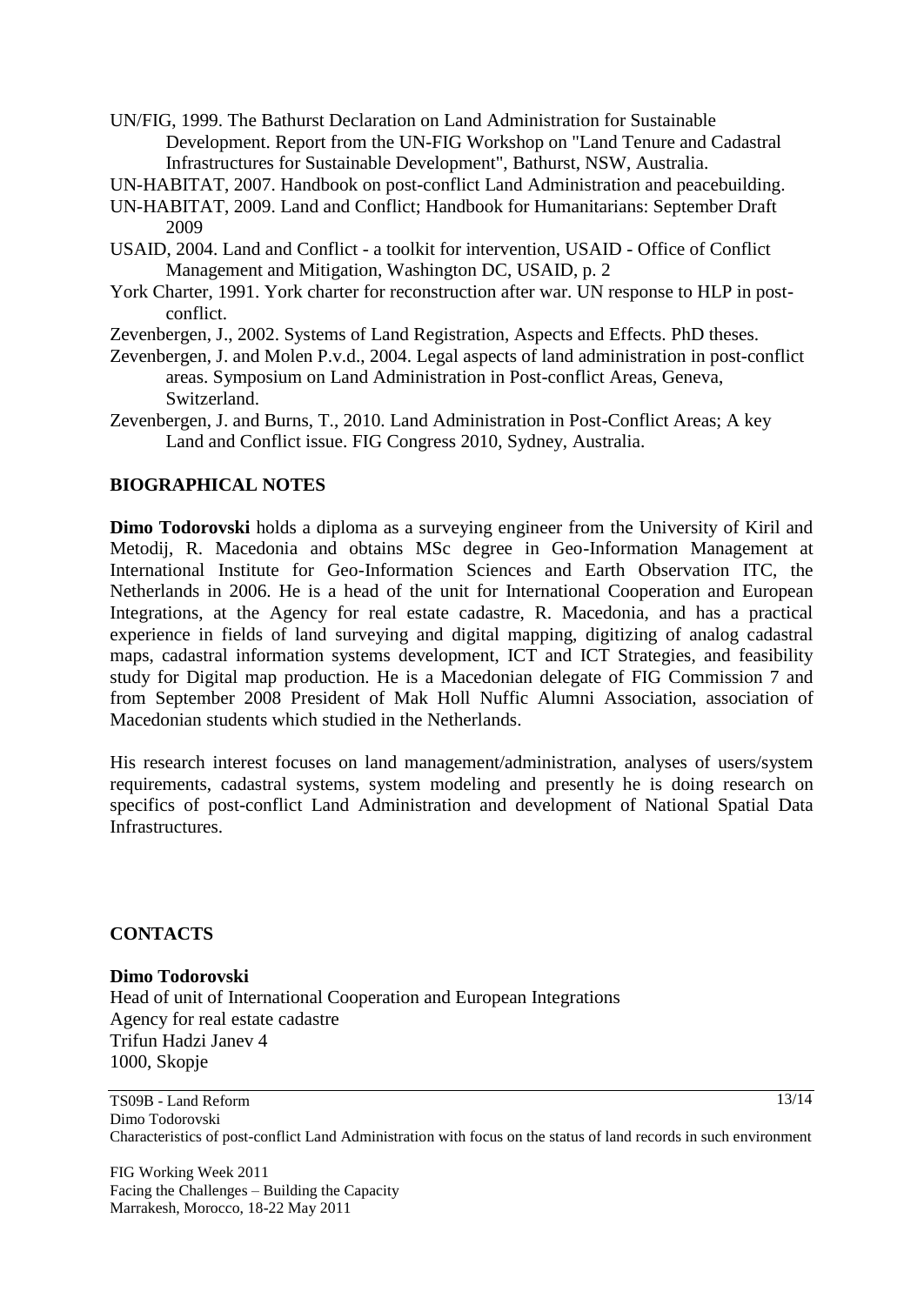UN/FIG, 1999. The Bathurst Declaration on Land Administration for Sustainable Development. Report from the UN-FIG Workshop on "Land Tenure and Cadastral Infrastructures for Sustainable Development", Bathurst, NSW, Australia.

UN-HABITAT, 2007. Handbook on post-conflict Land Administration and peacebuilding.

UN-HABITAT, 2009. Land and Conflict; Handbook for Humanitarians: September Draft 2009

USAID, 2004. Land and Conflict - a toolkit for intervention, USAID - Office of Conflict Management and Mitigation, Washington DC, USAID, p. 2

York Charter, 1991. York charter for reconstruction after war. UN response to HLP in post-conflict.

Zevenbergen, J., 2002. Systems of Land Registration, Aspects and Effects. PhD theses.

Zevenbergen, J. and Molen P.v.d., 2004. Legal aspects of land administration in post-conflict areas. Symposium on Land Administration in Post-conflict Areas, Geneva, Switzerland.

Zevenbergen, J. and Burns, T., 2010. Land Administration in Post-Conflict Areas; A key Land and Conflict issue. FIG Congress 2010, Sydney, Australia.

## BIOGRAPHICAL NOTES

**Dimo Todorovski** holds a diploma as a surveying engineer from the University of Kiril and Metodij, R. Macedonia and obtains MSc degree in Geo-Information Management at International Institute for Geo-Information Sciences and Earth Observation ITC, the Netherlands in 2006. He is a head of the unit for International Cooperation and European Integrations, at the Agency for real estate cadastre, R. Macedonia, and has a practical experience in fields of land surveying and digital mapping, digitizing of analog cadastral maps, cadastral information systems development, ICT and ICT Strategies, and feasibility study for Digital map production. He is a Macedonian delegate of FIG Commission 7 and from September 2008 President of Mak Holl Nuffic Alumni Association, association of Macedonian students which studied in the Netherlands.

His research interest focuses on land management/administration, analyses of users/system requirements, cadastral systems, system modeling and presently he is doing research on specifics of post-conflict Land Administration and development of National Spatial Data Infrastructures.

## CONTACTS

**Dimo Todorovski**
Head of unit of International Cooperation and European Integrations
Agency for real estate cadastre
Trifun Hadzi Janev 4
1000, Skopje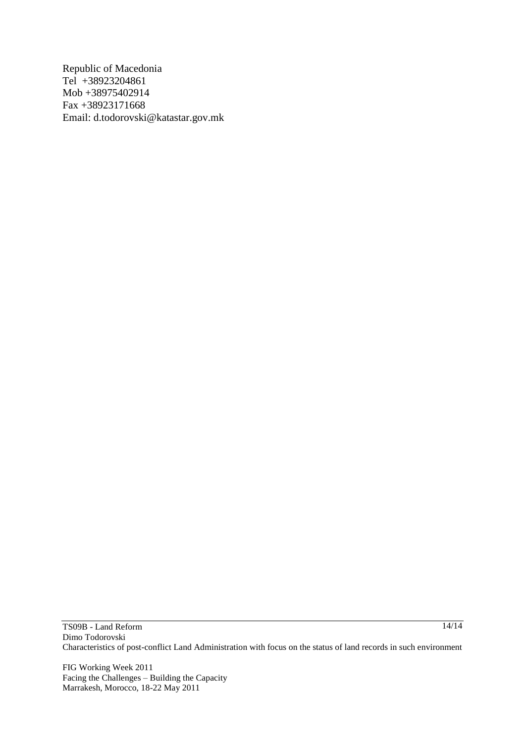Republic of Macedonia  
Tel +38923204861  
Mob +38975402914  
Fax +38923171668  
Email: d.todorovski@katastar.gov.mk